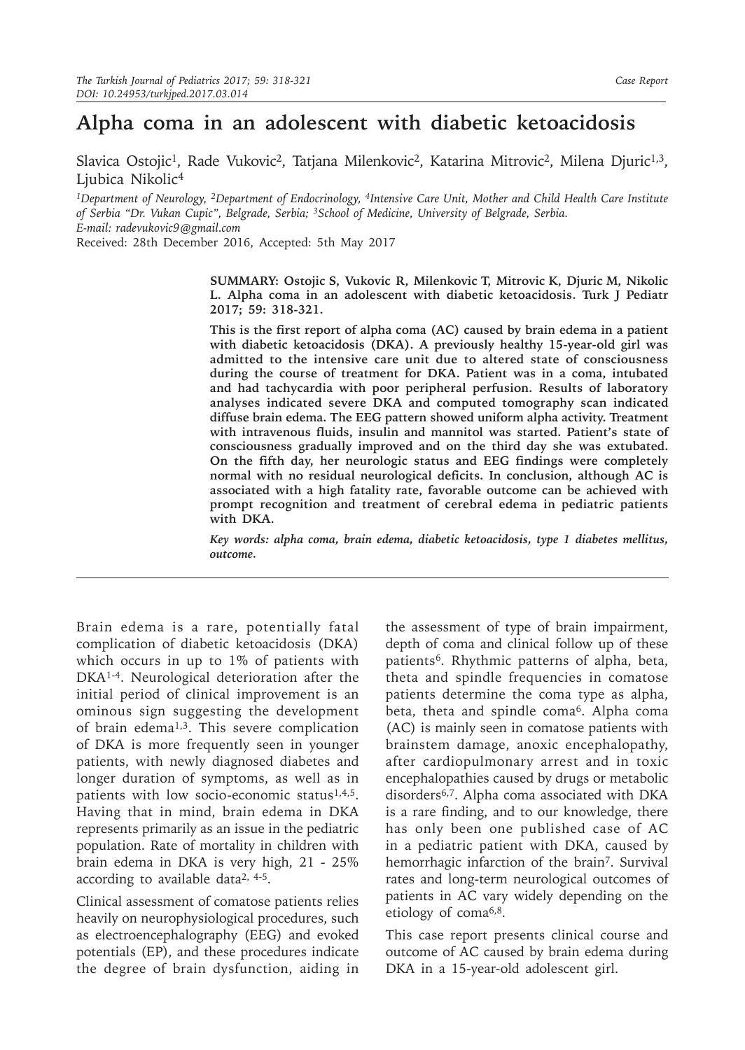# Alpha coma in an adolescent with diabetic ketoacidosis

Slavica Ostojic[1], Rade Vukovic[2], Tatjana Milenkovic[2], Katarina Mitrovic[2], Milena Djuric[1,3], Ljubica Nikolic[4]

[1]Department of Neurology, [2]Department of Endocrinology, [4]Intensive Care Unit, Mother and Child Health Care Institute of Serbia "Dr. Vukan Cupic", Belgrade, Serbia; [3]School of Medicine, University of Belgrade, Serbia.
E-mail: radevukovic9@gmail.com
Received: 28th December 2016, Accepted: 5th May 2017

**SUMMARY: Ostojic S, Vukovic R, Milenkovic T, Mitrovic K, Djuric M, Nikolic L. Alpha coma in an adolescent with diabetic ketoacidosis. Turk J Pediatr 2017; 59: 318-321.**

**This is the first report of alpha coma (AC) caused by brain edema in a patient with diabetic ketoacidosis (DKA). A previously healthy 15-year-old girl was admitted to the intensive care unit due to altered state of consciousness during the course of treatment for DKA. Patient was in a coma, intubated and had tachycardia with poor peripheral perfusion. Results of laboratory analyses indicated severe DKA and computed tomography scan indicated diffuse brain edema. The EEG pattern showed uniform alpha activity. Treatment with intravenous fluids, insulin and mannitol was started. Patient's state of consciousness gradually improved and on the third day she was extubated. On the fifth day, her neurologic status and EEG findings were completely normal with no residual neurological deficits. In conclusion, although AC is associated with a high fatality rate, favorable outcome can be achieved with prompt recognition and treatment of cerebral edema in pediatric patients with DKA.**

***Key words:*** ***alpha coma, brain edema, diabetic ketoacidosis, type 1 diabetes mellitus, outcome.***

Brain edema is a rare, potentially fatal complication of diabetic ketoacidosis (DKA) which occurs in up to 1% of patients with DKA[1-4]. Neurological deterioration after the initial period of clinical improvement is an ominous sign suggesting the development of brain edema[1,3]. This severe complication of DKA is more frequently seen in younger patients, with newly diagnosed diabetes and longer duration of symptoms, as well as in patients with low socio-economic status[1,4,5]. Having that in mind, brain edema in DKA represents primarily as an issue in the pediatric population. Rate of mortality in children with brain edema in DKA is very high, 21 - 25% according to available data[2, 4-5].

Clinical assessment of comatose patients relies heavily on neurophysiological procedures, such as electroencephalography (EEG) and evoked potentials (EP), and these procedures indicate the degree of brain dysfunction, aiding in the assessment of type of brain impairment, depth of coma and clinical follow up of these patients[6]. Rhythmic patterns of alpha, beta, theta and spindle frequencies in comatose patients determine the coma type as alpha, beta, theta and spindle coma[6]. Alpha coma (AC) is mainly seen in comatose patients with brainstem damage, anoxic encephalopathy, after cardiopulmonary arrest and in toxic encephalopathies caused by drugs or metabolic disorders[6,7]. Alpha coma associated with DKA is a rare finding, and to our knowledge, there has only been one published case of AC in a pediatric patient with DKA, caused by hemorrhagic infarction of the brain[7]. Survival rates and long-term neurological outcomes of patients in AC vary widely depending on the etiology of coma[6,8].

This case report presents clinical course and outcome of AC caused by brain edema during DKA in a 15-year-old adolescent girl.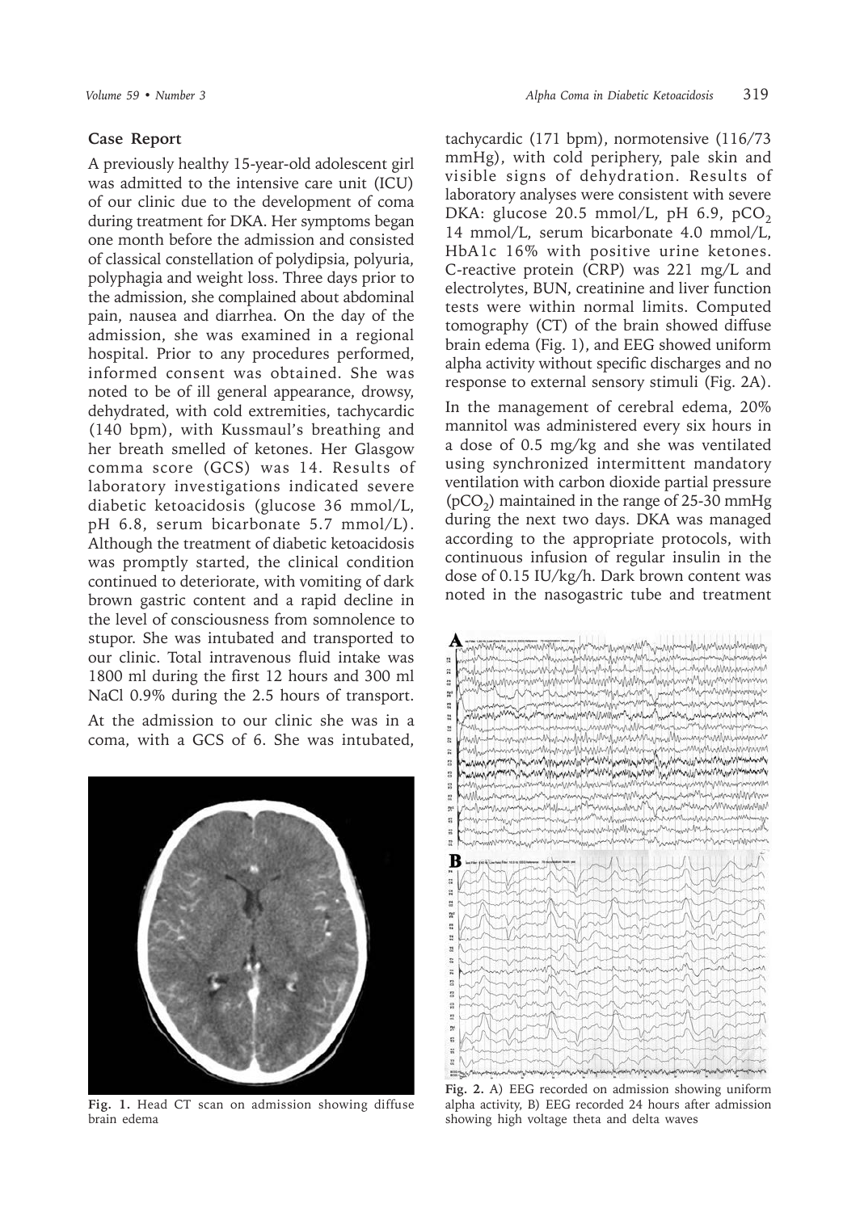## Case Report

A previously healthy 15-year-old adolescent girl was admitted to the intensive care unit (ICU) of our clinic due to the development of coma during treatment for DKA. Her symptoms began one month before the admission and consisted of classical constellation of polydipsia, polyuria, polyphagia and weight loss. Three days prior to the admission, she complained about abdominal pain, nausea and diarrhea. On the day of the admission, she was examined in a regional hospital. Prior to any procedures performed, informed consent was obtained. She was noted to be of ill general appearance, drowsy, dehydrated, with cold extremities, tachycardic (140 bpm), with Kussmaul's breathing and her breath smelled of ketones. Her Glasgow comma score (GCS) was 14. Results of laboratory investigations indicated severe diabetic ketoacidosis (glucose 36 mmol/L, pH 6.8, serum bicarbonate 5.7 mmol/L). Although the treatment of diabetic ketoacidosis was promptly started, the clinical condition continued to deteriorate, with vomiting of dark brown gastric content and a rapid decline in the level of consciousness from somnolence to stupor. She was intubated and transported to our clinic. Total intravenous fluid intake was 1800 ml during the first 12 hours and 300 ml NaCl 0.9% during the 2.5 hours of transport.

At the admission to our clinic she was in a coma, with a GCS of 6. She was intubated, tachycardic (171 bpm), normotensive (116/73 mmHg), with cold periphery, pale skin and visible signs of dehydration. Results of laboratory analyses were consistent with severe DKA: glucose 20.5 mmol/L, pH 6.9, $pCO_2$ 14 mmol/L, serum bicarbonate 4.0 mmol/L, HbA1c 16% with positive urine ketones. C-reactive protein (CRP) was 221 mg/L and electrolytes, BUN, creatinine and liver function tests were within normal limits. Computed tomography (CT) of the brain showed diffuse brain edema (Fig. 1), and EEG showed uniform alpha activity without specific discharges and no response to external sensory stimuli (Fig. 2A).

In the management of cerebral edema, 20% mannitol was administered every six hours in a dose of 0.5 mg/kg and she was ventilated using synchronized intermittent mandatory ventilation with carbon dioxide partial pressure ($pCO_2$) maintained in the range of 25-30 mmHg during the next two days. DKA was managed according to the appropriate protocols, with continuous infusion of regular insulin in the dose of 0.15 IU/kg/h. Dark brown content was noted in the nasogastric tube and treatment

**Fig. 1.** Head CT scan on admission showing diffuse brain edema

**Fig. 2.** A) EEG recorded on admission showing uniform alpha activity, B) EEG recorded 24 hours after admission showing high voltage theta and delta waves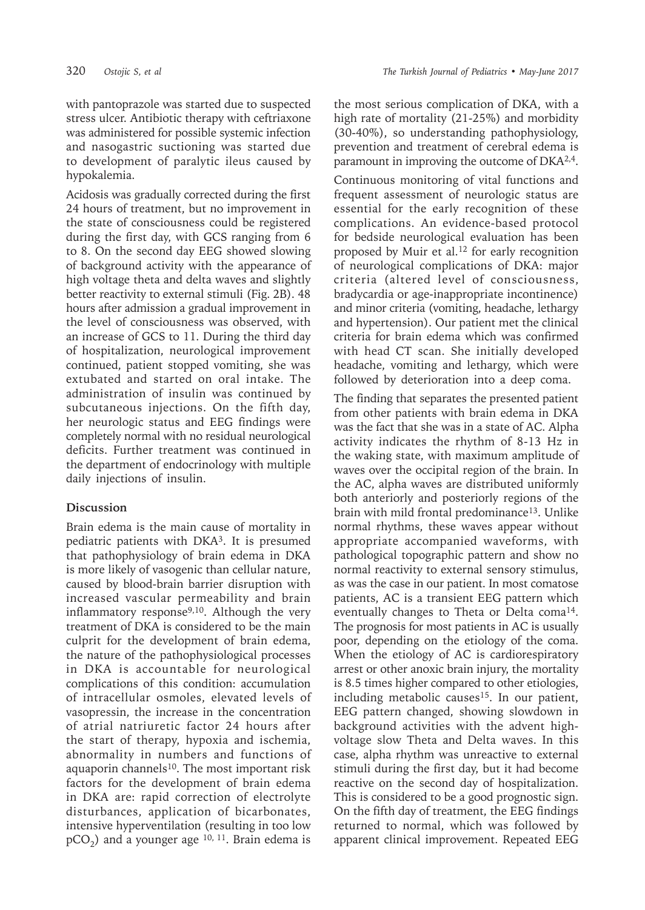with pantoprazole was started due to suspected stress ulcer. Antibiotic therapy with ceftriaxone was administered for possible systemic infection and nasogastric suctioning was started due to development of paralytic ileus caused by hypokalemia.

Acidosis was gradually corrected during the first 24 hours of treatment, but no improvement in the state of consciousness could be registered during the first day, with GCS ranging from 6 to 8. On the second day EEG showed slowing of background activity with the appearance of high voltage theta and delta waves and slightly better reactivity to external stimuli (Fig. 2B). 48 hours after admission a gradual improvement in the level of consciousness was observed, with an increase of GCS to 11. During the third day of hospitalization, neurological improvement continued, patient stopped vomiting, she was extubated and started on oral intake. The administration of insulin was continued by subcutaneous injections. On the fifth day, her neurologic status and EEG findings were completely normal with no residual neurological deficits. Further treatment was continued in the department of endocrinology with multiple daily injections of insulin.

## Discussion

Brain edema is the main cause of mortality in pediatric patients with DKA[3]. It is presumed that pathophysiology of brain edema in DKA is more likely of vasogenic than cellular nature, caused by blood-brain barrier disruption with increased vascular permeability and brain inflammatory response[9,10]. Although the very treatment of DKA is considered to be the main culprit for the development of brain edema, the nature of the pathophysiological processes in DKA is accountable for neurological complications of this condition: accumulation of intracellular osmoles, elevated levels of vasopressin, the increase in the concentration of atrial natriuretic factor 24 hours after the start of therapy, hypoxia and ischemia, abnormality in numbers and functions of aquaporin channels[10]. The most important risk factors for the development of brain edema in DKA are: rapid correction of electrolyte disturbances, application of bicarbonates, intensive hyperventilation (resulting in too low $pCO_2$) and a younger age [10, 11]. Brain edema is the most serious complication of DKA, with a high rate of mortality (21-25%) and morbidity (30-40%), so understanding pathophysiology, prevention and treatment of cerebral edema is paramount in improving the outcome of DKA[2,4].

Continuous monitoring of vital functions and frequent assessment of neurologic status are essential for the early recognition of these complications. An evidence-based protocol for bedside neurological evaluation has been proposed by Muir et al.[12] for early recognition of neurological complications of DKA: major criteria (altered level of consciousness, bradycardia or age-inappropriate incontinence) and minor criteria (vomiting, headache, lethargy and hypertension). Our patient met the clinical criteria for brain edema which was confirmed with head CT scan. She initially developed headache, vomiting and lethargy, which were followed by deterioration into a deep coma.

The finding that separates the presented patient from other patients with brain edema in DKA was the fact that she was in a state of AC. Alpha activity indicates the rhythm of 8-13 Hz in the waking state, with maximum amplitude of waves over the occipital region of the brain. In the AC, alpha waves are distributed uniformly both anteriorly and posteriorly regions of the brain with mild frontal predominance[13]. Unlike normal rhythms, these waves appear without appropriate accompanied waveforms, with pathological topographic pattern and show no normal reactivity to external sensory stimulus, as was the case in our patient. In most comatose patients, AC is a transient EEG pattern which eventually changes to Theta or Delta coma[14]. The prognosis for most patients in AC is usually poor, depending on the etiology of the coma. When the etiology of AC is cardiorespiratory arrest or other anoxic brain injury, the mortality is 8.5 times higher compared to other etiologies, including metabolic causes[15]. In our patient, EEG pattern changed, showing slowdown in background activities with the advent high-voltage slow Theta and Delta waves. In this case, alpha rhythm was unreactive to external stimuli during the first day, but it had become reactive on the second day of hospitalization. This is considered to be a good prognostic sign. On the fifth day of treatment, the EEG findings returned to normal, which was followed by apparent clinical improvement. Repeated EEG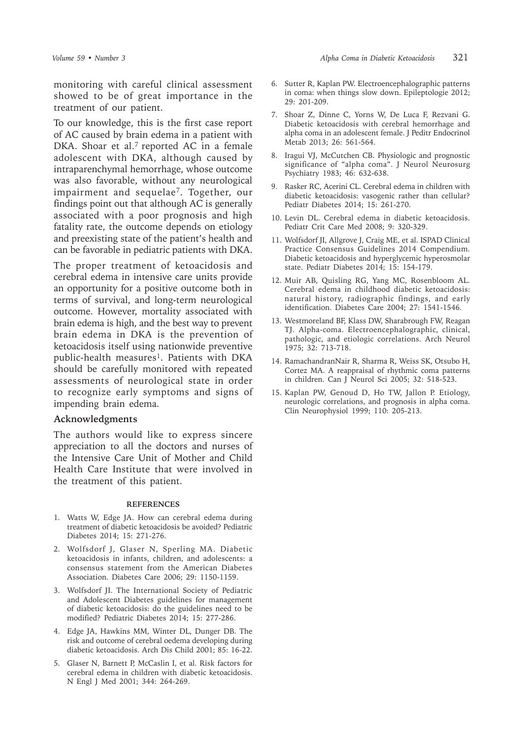monitoring with careful clinical assessment showed to be of great importance in the treatment of our patient.

To our knowledge, this is the first case report of AC caused by brain edema in a patient with DKA. Shoar et al.[7] reported AC in a female adolescent with DKA, although caused by intraparenchymal hemorrhage, whose outcome was also favorable, without any neurological impairment and sequelae[7]. Together, our findings point out that although AC is generally associated with a poor prognosis and high fatality rate, the outcome depends on etiology and preexisting state of the patient's health and can be favorable in pediatric patients with DKA.

The proper treatment of ketoacidosis and cerebral edema in intensive care units provide an opportunity for a positive outcome both in terms of survival, and long-term neurological outcome. However, mortality associated with brain edema is high, and the best way to prevent brain edema in DKA is the prevention of ketoacidosis itself using nationwide preventive public-health measures[1]. Patients with DKA should be carefully monitored with repeated assessments of neurological state in order to recognize early symptoms and signs of impending brain edema.

## Acknowledgments

The authors would like to express sincere appreciation to all the doctors and nurses of the Intensive Care Unit of Mother and Child Health Care Institute that were involved in the treatment of this patient.

## REFERENCES

1. Watts W, Edge JA. How can cerebral edema during treatment of diabetic ketoacidosis be avoided? Pediatric Diabetes 2014; 15: 271-276.
2. Wolfsdorf J, Glaser N, Sperling MA. Diabetic ketoacidosis in infants, children, and adolescents: a consensus statement from the American Diabetes Association. Diabetes Care 2006; 29: 1150-1159.
3. Wolfsdorf JI. The International Society of Pediatric and Adolescent Diabetes guidelines for management of diabetic ketoacidosis: do the guidelines need to be modified? Pediatric Diabetes 2014; 15: 277-286.
4. Edge JA, Hawkins MM, Winter DL, Dunger DB. The risk and outcome of cerebral oedema developing during diabetic ketoacidosis. Arch Dis Child 2001; 85: 16-22.
5. Glaser N, Barnett P, McCaslin I, et al. Risk factors for cerebral edema in children with diabetic ketoacidosis. N Engl J Med 2001; 344: 264-269.
6. Sutter R, Kaplan PW. Electroencephalographic patterns in coma: when things slow down. Epileptologie 2012; 29: 201-209.
7. Shoar Z, Dinne C, Yorns W, De Luca F, Rezvani G. Diabetic ketoacidosis with cerebral hemorrhage and alpha coma in an adolescent female. J Peditr Endocrinol Metab 2013; 26: 561-564.
8. Iragui VJ, McCutchen CB. Physiologic and prognostic significance of "alpha coma". J Neurol Neurosurg Psychiatry 1983; 46: 632-638.
9. Rasker RC, Acerini CL. Cerebral edema in children with diabetic ketoacidosis: vasogenic rather than cellular? Pediatr Diabetes 2014; 15: 261-270.
10. Levin DL. Cerebral edema in diabetic ketoacidosis. Pediatr Crit Care Med 2008; 9: 320-329.
11. Wolfsdorf JI, Allgrove J, Craig ME, et al. ISPAD Clinical Practice Consensus Guidelines 2014 Compendium. Diabetic ketoacidosis and hyperglycemic hyperosmolar state. Pediatr Diabetes 2014; 15: 154-179.
12. Muir AB, Quisling RG, Yang MC, Rosenbloom AL. Cerebral edema in childhood diabetic ketoacidosis: natural history, radiographic findings, and early identification. Diabetes Care 2004; 27: 1541-1546.
13. Westmoreland BF, Klass DW, Sharabrough FW, Reagan TJ. Alpha-coma. Electroencephalographic, clinical, pathologic, and etiologic correlations. Arch Neurol 1975; 32: 713-718.
14. RamachandranNair R, Sharma R, Weiss SK, Otsubo H, Cortez MA. A reappraisal of rhythmic coma patterns in children. Can J Neurol Sci 2005; 32: 518-523.
15. Kaplan PW, Genoud D, Ho TW, Jallon P. Etiology, neurologic correlations, and prognosis in alpha coma. Clin Neurophysiol 1999; 110: 205-213.